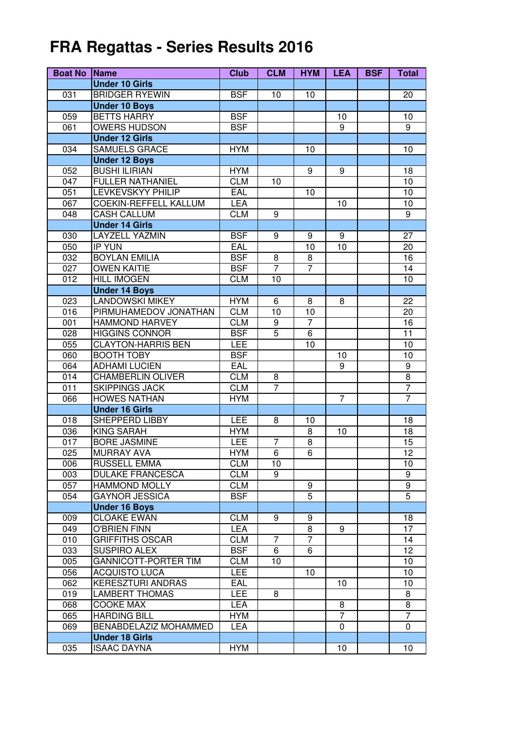# FRA Regattas - Series Results 2016

| Boat No | Name | Club | CLM | HYM | LEA | BSF | Total |
|---|---|---|---|---|---|---|---|
| | **Under 10 Girls** | | | | | | |
| 031 | BRIDGER RYEWIN | BSF | 10 | 10 | | | 20 |
| | **Under 10 Boys** | | | | | | |
| 059 | BETTS HARRY | BSF | | | 10 | | 10 |
| 061 | OWERS HUDSON | BSF | | | 9 | | 9 |
| | **Under 12 Girls** | | | | | | |
| 034 | SAMUELS GRACE | HYM | | 10 | | | 10 |
| | **Under 12 Boys** | | | | | | |
| 052 | BUSHI ILIRIAN | HYM | | 9 | 9 | | 18 |
| 047 | FULLER NATHANIEL | CLM | 10 | | | | 10 |
| 051 | LEVKEVSKYY PHILIP | EAL | | 10 | | | 10 |
| 067 | COEKIN-REFFELL KALLUM | LEA | | | 10 | | 10 |
| 048 | CASH CALLUM | CLM | 9 | | | | 9 |
| | **Under 14 Girls** | | | | | | |
| 030 | LAYZELL YAZMIN | BSF | 9 | 9 | 9 | | 27 |
| 050 | IP YUN | EAL | | 10 | 10 | | 20 |
| 032 | BOYLAN EMILIA | BSF | 8 | 8 | | | 16 |
| 027 | OWEN KAITIE | BSF | 7 | 7 | | | 14 |
| 012 | HILL IMOGEN | CLM | 10 | | | | 10 |
| | **Under 14 Boys** | | | | | | |
| 023 | LANDOWSKI MIKEY | HYM | 6 | 8 | 8 | | 22 |
| 016 | PIRMUHAMEDOV JONATHAN | CLM | 10 | 10 | | | 20 |
| 001 | HAMMOND HARVEY | CLM | 9 | 7 | | | 16 |
| 028 | HIGGINS CONNOR | BSF | 5 | 6 | | | 11 |
| 055 | CLAYTON-HARRIS BEN | LEE | | 10 | | | 10 |
| 060 | BOOTH TOBY | BSF | | | 10 | | 10 |
| 064 | ADHAMI LUCIEN | EAL | | | 9 | | 9 |
| 014 | CHAMBERLIN OLIVER | CLM | 8 | | | | 8 |
| 011 | SKIPPINGS JACK | CLM | 7 | | | | 7 |
| 066 | HOWES NATHAN | HYM | | | 7 | | 7 |
| | **Under 16 Girls** | | | | | | |
| 018 | SHEPPERD LIBBY | LEE | 8 | 10 | | | 18 |
| 036 | KING SARAH | HYM | | 8 | 10 | | 18 |
| 017 | BORE JASMINE | LEE | 7 | 8 | | | 15 |
| 025 | MURRAY AVA | HYM | 6 | 6 | | | 12 |
| 006 | RUSSELL EMMA | CLM | 10 | | | | 10 |
| 003 | DULAKE FRANCESCA | CLM | 9 | | | | 9 |
| 057 | HAMMOND MOLLY | CLM | | 9 | | | 9 |
| 054 | GAYNOR JESSICA | BSF | | 5 | | | 5 |
| | **Under 16 Boys** | | | | | | |
| 009 | CLOAKE EWAN | CLM | 9 | 9 | | | 18 |
| 049 | O'BRIEN FINN | LEA | | 8 | 9 | | 17 |
| 010 | GRIFFITHS OSCAR | CLM | 7 | 7 | | | 14 |
| 033 | SUSPIRO ALEX | BSF | 6 | 6 | | | 12 |
| 005 | GANNICOTT-PORTER TIM | CLM | 10 | | | | 10 |
| 056 | ACQUISTO LUCA | LEE | | 10 | | | 10 |
| 062 | KERESZTURI ANDRAS | EAL | | | 10 | | 10 |
| 019 | LAMBERT THOMAS | LEE | 8 | | | | 8 |
| 068 | COOKE MAX | LEA | | | 8 | | 8 |
| 065 | HARDING BILL | HYM | | | 7 | | 7 |
| 069 | BENABDELAZIZ MOHAMMED | LEA | | | 0 | | 0 |
| | **Under 18 Girls** | | | | | | |
| 035 | ISAAC DAYNA | HYM | | | 10 | | 10 |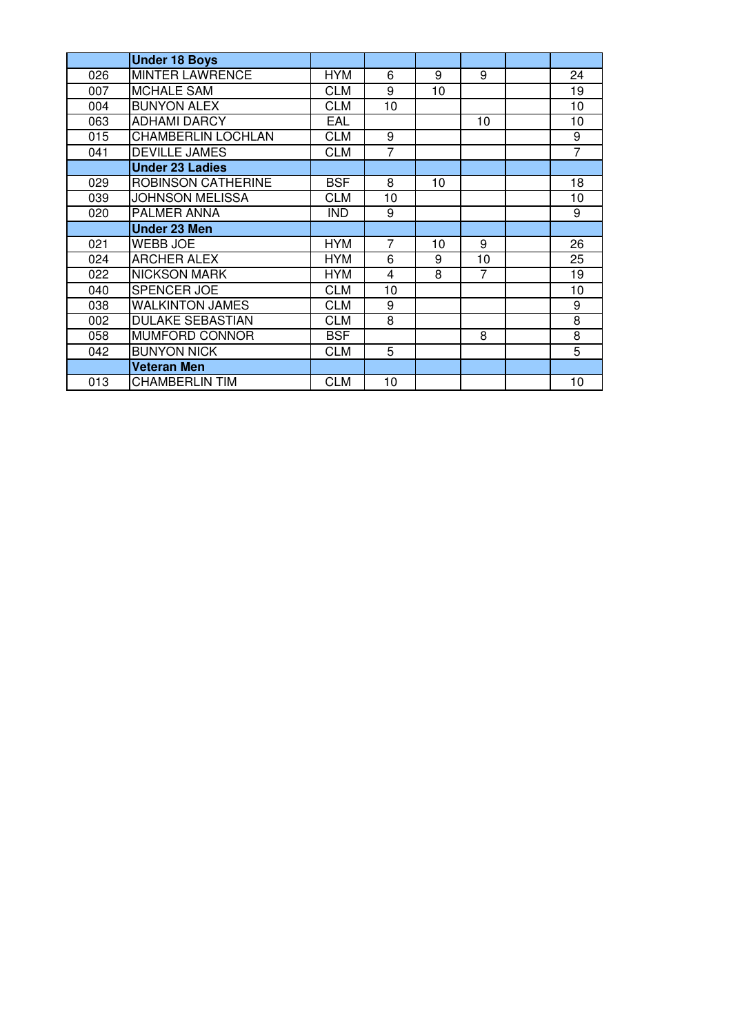| | | | | | | | |
|---|---|---|---|---|---|---|---|
| | **Under 18 Boys** | | | | | | |
| 026 | MINTER LAWRENCE | HYM | 6 | 9 | 9 | | 24 |
| 007 | MCHALE SAM | CLM | 9 | 10 | | | 19 |
| 004 | BUNYON ALEX | CLM | 10 | | | | 10 |
| 063 | ADHAMI DARCY | EAL | | | 10 | | 10 |
| 015 | CHAMBERLIN LOCHLAN | CLM | 9 | | | | 9 |
| 041 | DEVILLE JAMES | CLM | 7 | | | | 7 |
| | **Under 23 Ladies** | | | | | | |
| 029 | ROBINSON CATHERINE | BSF | 8 | 10 | | | 18 |
| 039 | JOHNSON MELISSA | CLM | 10 | | | | 10 |
| 020 | PALMER ANNA | IND | 9 | | | | 9 |
| | **Under 23 Men** | | | | | | |
| 021 | WEBB JOE | HYM | 7 | 10 | 9 | | 26 |
| 024 | ARCHER ALEX | HYM | 6 | 9 | 10 | | 25 |
| 022 | NICKSON MARK | HYM | 4 | 8 | 7 | | 19 |
| 040 | SPENCER JOE | CLM | 10 | | | | 10 |
| 038 | WALKINTON JAMES | CLM | 9 | | | | 9 |
| 002 | DULAKE SEBASTIAN | CLM | 8 | | | | 8 |
| 058 | MUMFORD CONNOR | BSF | | | 8 | | 8 |
| 042 | BUNYON NICK | CLM | 5 | | | | 5 |
| | **Veteran Men** | | | | | | |
| 013 | CHAMBERLIN TIM | CLM | 10 | | | | 10 |